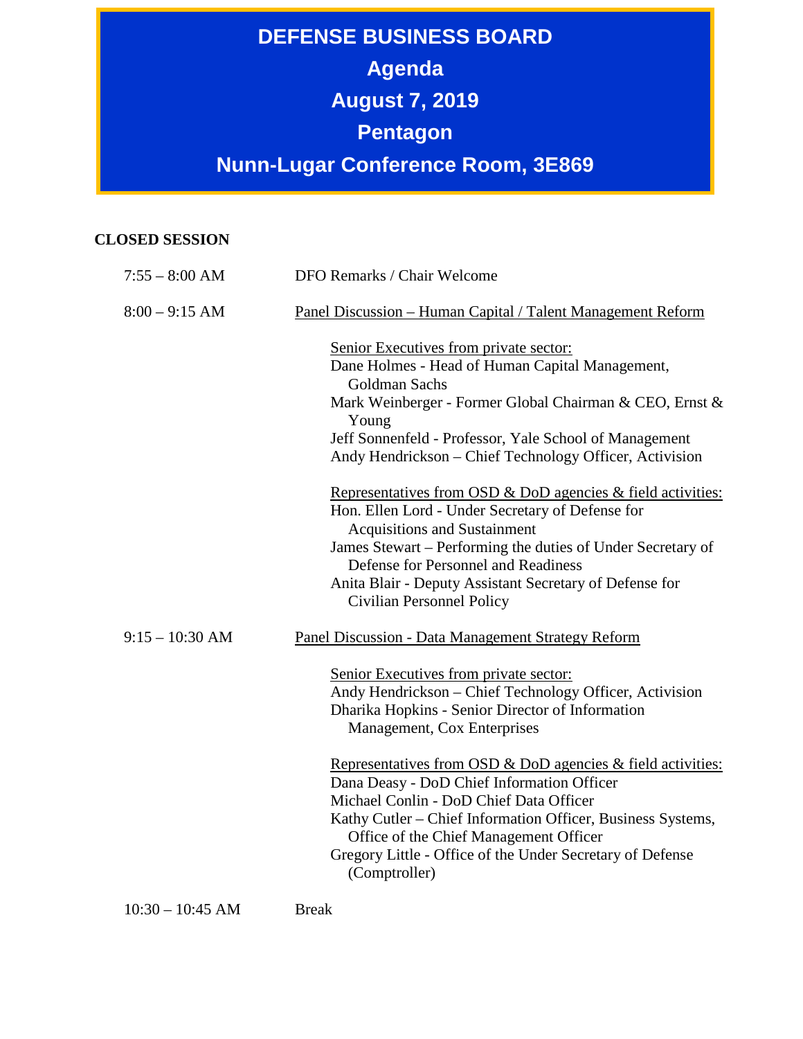# DEFENSE BUSINESS BOARD

## Agenda

## August 7, 2019

## Pentagon

## Nunn-Lugar Conference Room, 3E869

**CLOSED SESSION**

7:55 – 8:00 AM — DFO Remarks / Chair Welcome

8:00 – 9:15 AM — Panel Discussion – Human Capital / Talent Management Reform

Senior Executives from private sector:
- Dane Holmes - Head of Human Capital Management, Goldman Sachs
- Mark Weinberger - Former Global Chairman & CEO, Ernst & Young
- Jeff Sonnenfeld - Professor, Yale School of Management
- Andy Hendrickson – Chief Technology Officer, Activision

Representatives from OSD & DoD agencies & field activities:
- Hon. Ellen Lord - Under Secretary of Defense for Acquisitions and Sustainment
- James Stewart – Performing the duties of Under Secretary of Defense for Personnel and Readiness
- Anita Blair - Deputy Assistant Secretary of Defense for Civilian Personnel Policy

9:15 – 10:30 AM — Panel Discussion - Data Management Strategy Reform

Senior Executives from private sector:
- Andy Hendrickson – Chief Technology Officer, Activision
- Dharika Hopkins - Senior Director of Information Management, Cox Enterprises

Representatives from OSD & DoD agencies & field activities:
- Dana Deasy - DoD Chief Information Officer
- Michael Conlin - DoD Chief Data Officer
- Kathy Cutler – Chief Information Officer, Business Systems, Office of the Chief Management Officer
- Gregory Little - Office of the Under Secretary of Defense (Comptroller)

10:30 – 10:45 AM — Break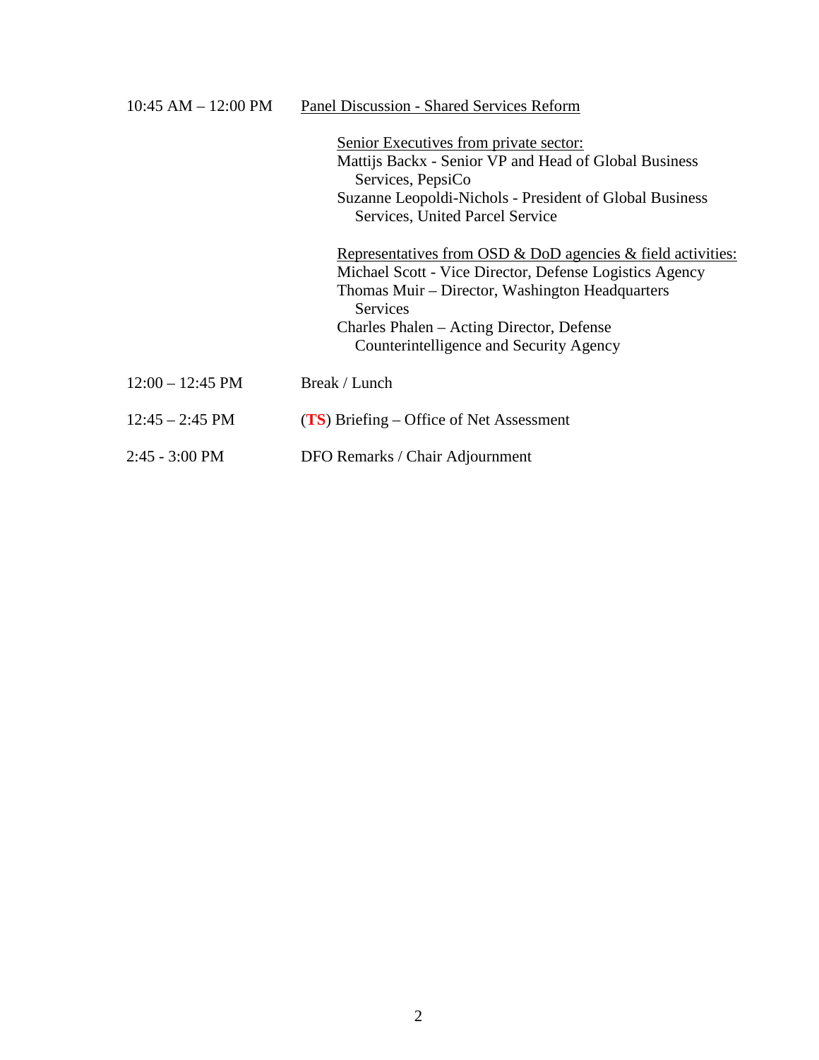| | |
|---|---|
| 10:45 AM – 12:00 PM | Panel Discussion - Shared Services Reform |
| | Senior Executives from private sector:<br>Mattijs Backx - Senior VP and Head of Global Business Services, PepsiCo<br>Suzanne Leopoldi-Nichols - President of Global Business Services, United Parcel Service |
| | Representatives from OSD & DoD agencies & field activities:<br>Michael Scott - Vice Director, Defense Logistics Agency<br>Thomas Muir – Director, Washington Headquarters Services<br>Charles Phalen – Acting Director, Defense Counterintelligence and Security Agency |
| 12:00 – 12:45 PM | Break / Lunch |
| 12:45 – 2:45 PM | (**TS**) Briefing – Office of Net Assessment |
| 2:45 - 3:00 PM | DFO Remarks / Chair Adjournment |